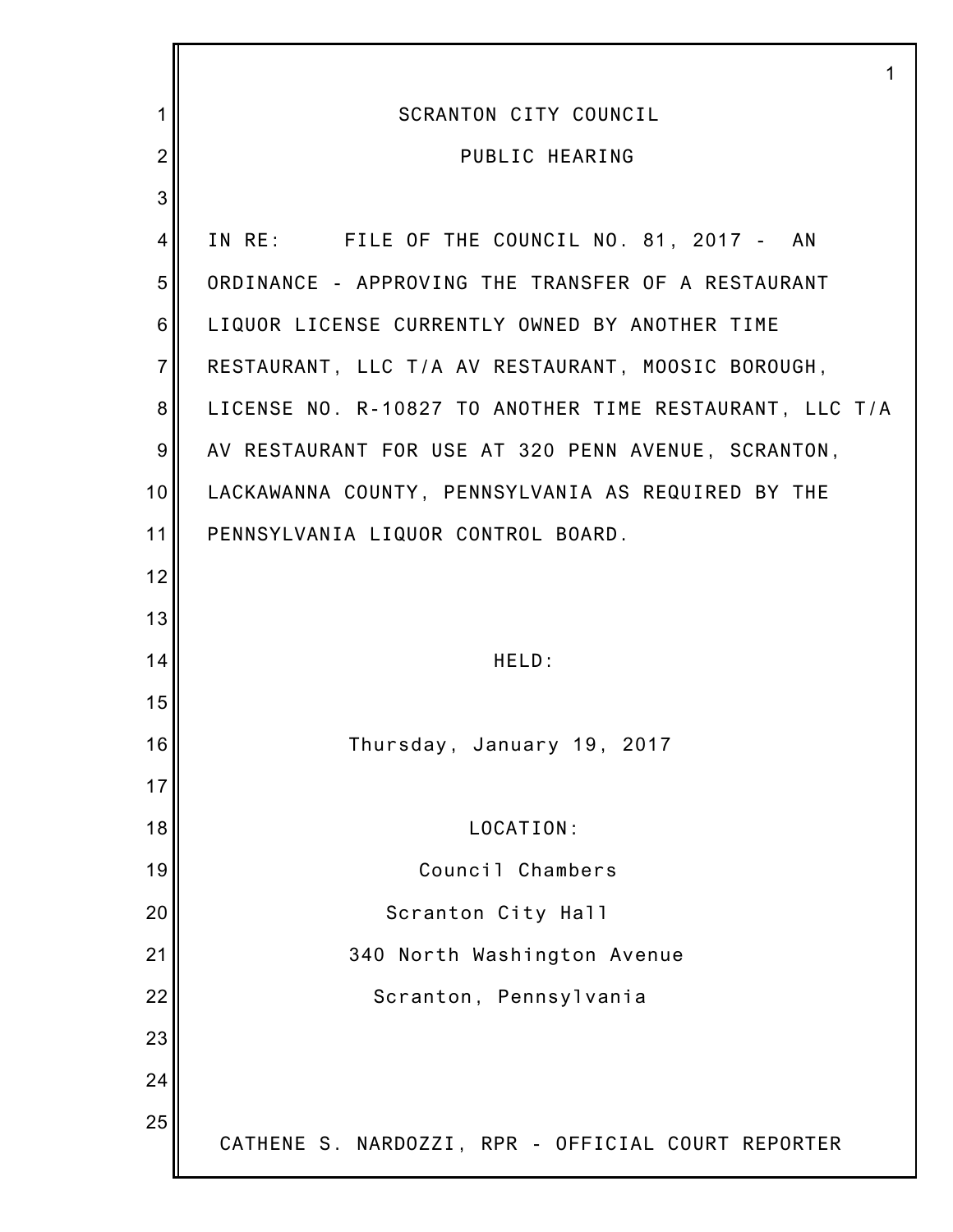# SCRANTON CITY COUNCIL

## PUBLIC HEARING

IN RE: FILE OF THE COUNCIL NO. 81, 2017 - AN ORDINANCE - APPROVING THE TRANSFER OF A RESTAURANT LIQUOR LICENSE CURRENTLY OWNED BY ANOTHER TIME RESTAURANT, LLC T/A AV RESTAURANT, MOOSIC BOROUGH, LICENSE NO. R-10827 TO ANOTHER TIME RESTAURANT, LLC T/A AV RESTAURANT FOR USE AT 320 PENN AVENUE, SCRANTON, LACKAWANNA COUNTY, PENNSYLVANIA AS REQUIRED BY THE PENNSYLVANIA LIQUOR CONTROL BOARD.

HELD:

Thursday, January 19, 2017

LOCATION:

Council Chambers
Scranton City Hall
340 North Washington Avenue
Scranton, Pennsylvania

CATHENE S. NARDOZZI, RPR - OFFICIAL COURT REPORTER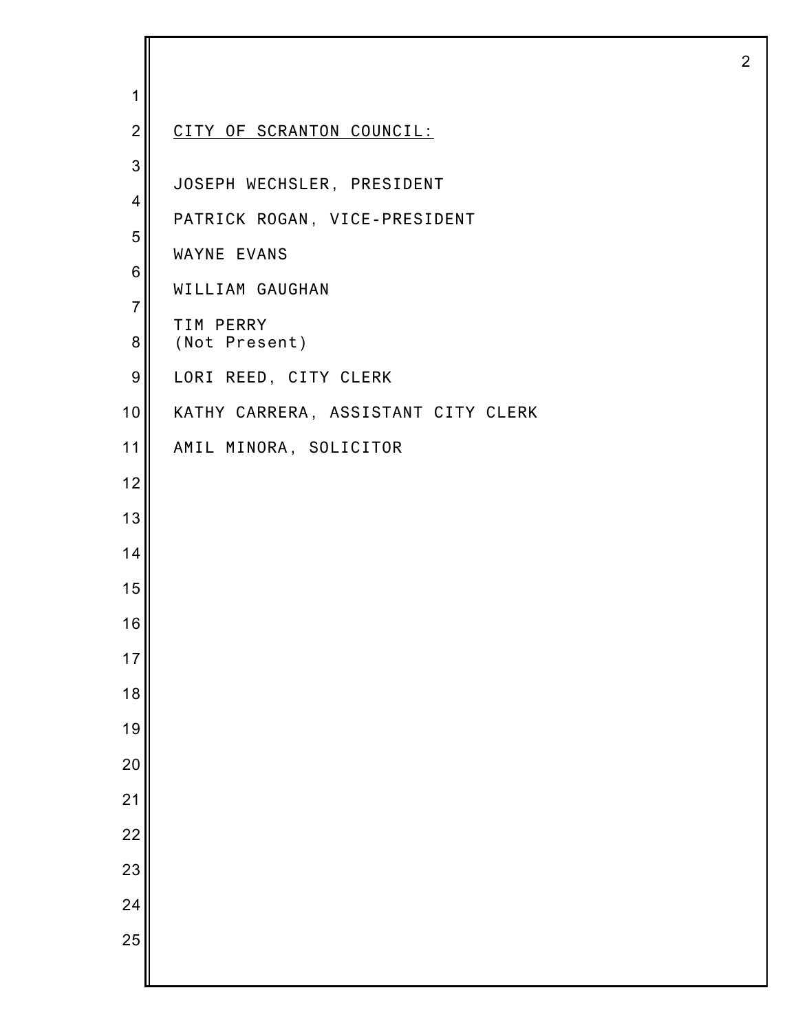CITY OF SCRANTON COUNCIL:

JOSEPH WECHSLER, PRESIDENT

PATRICK ROGAN, VICE-PRESIDENT

WAYNE EVANS

WILLIAM GAUGHAN

TIM PERRY
(Not Present)

LORI REED, CITY CLERK

KATHY CARRERA, ASSISTANT CITY CLERK

AMIL MINORA, SOLICITOR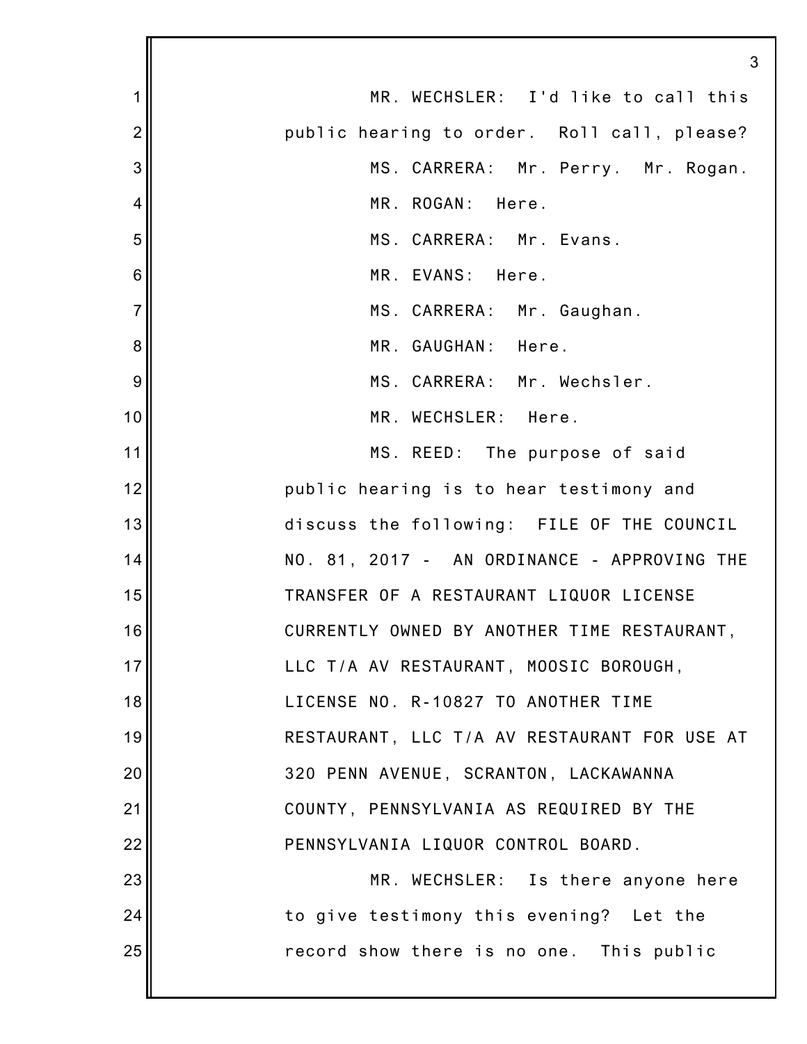MR. WECHSLER: I'd like to call this public hearing to order. Roll call, please?

MS. CARRERA: Mr. Perry. Mr. Rogan.

MR. ROGAN: Here.

MS. CARRERA: Mr. Evans.

MR. EVANS: Here.

MS. CARRERA: Mr. Gaughan.

MR. GAUGHAN: Here.

MS. CARRERA: Mr. Wechsler.

MR. WECHSLER: Here.

MS. REED: The purpose of said public hearing is to hear testimony and discuss the following: FILE OF THE COUNCIL NO. 81, 2017 - AN ORDINANCE - APPROVING THE TRANSFER OF A RESTAURANT LIQUOR LICENSE CURRENTLY OWNED BY ANOTHER TIME RESTAURANT, LLC T/A AV RESTAURANT, MOOSIC BOROUGH, LICENSE NO. R-10827 TO ANOTHER TIME RESTAURANT, LLC T/A AV RESTAURANT FOR USE AT 320 PENN AVENUE, SCRANTON, LACKAWANNA COUNTY, PENNSYLVANIA AS REQUIRED BY THE PENNSYLVANIA LIQUOR CONTROL BOARD.

MR. WECHSLER: Is there anyone here to give testimony this evening? Let the record show there is no one. This public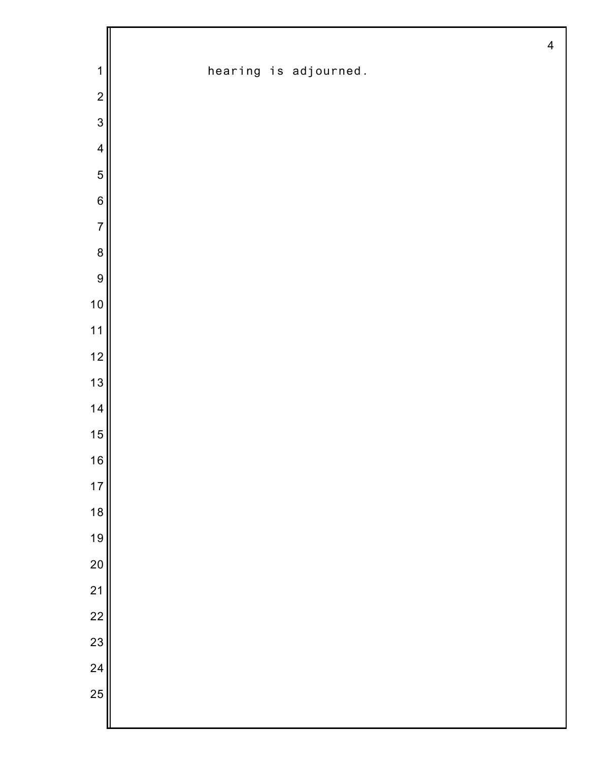hearing is adjourned.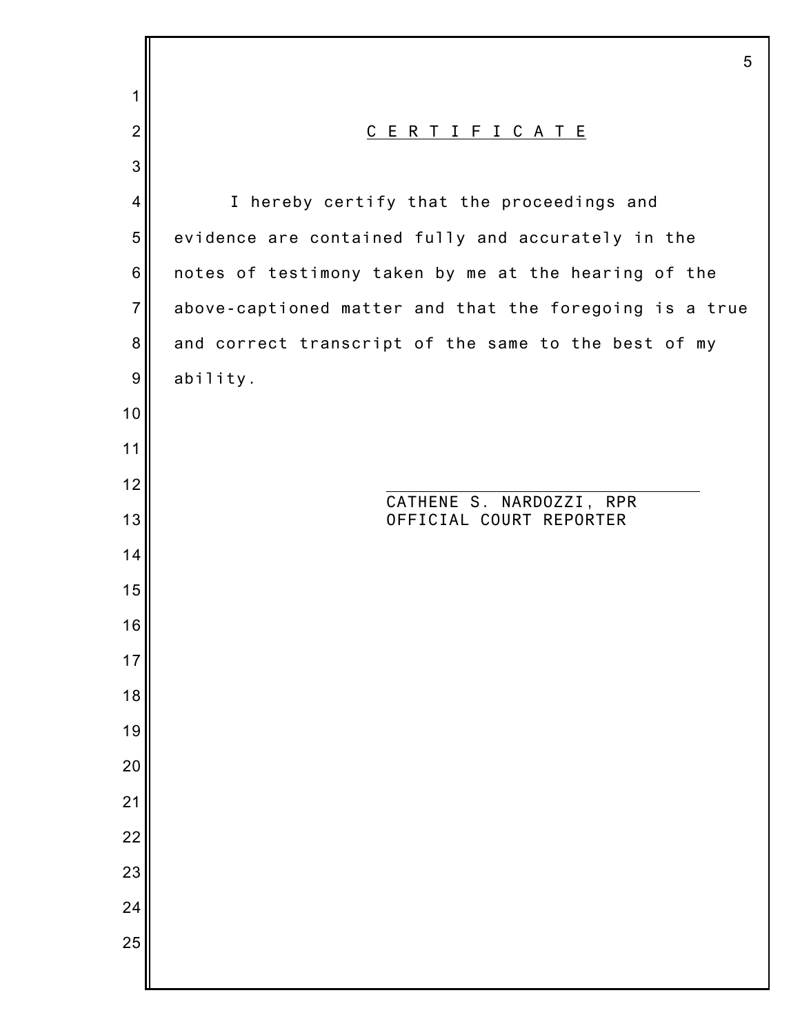## C E R T I F I C A T E

I hereby certify that the proceedings and evidence are contained fully and accurately in the notes of testimony taken by me at the hearing of the above-captioned matter and that the foregoing is a true and correct transcript of the same to the best of my ability.

CATHENE S. NARDOZZI, RPR
OFFICIAL COURT REPORTER